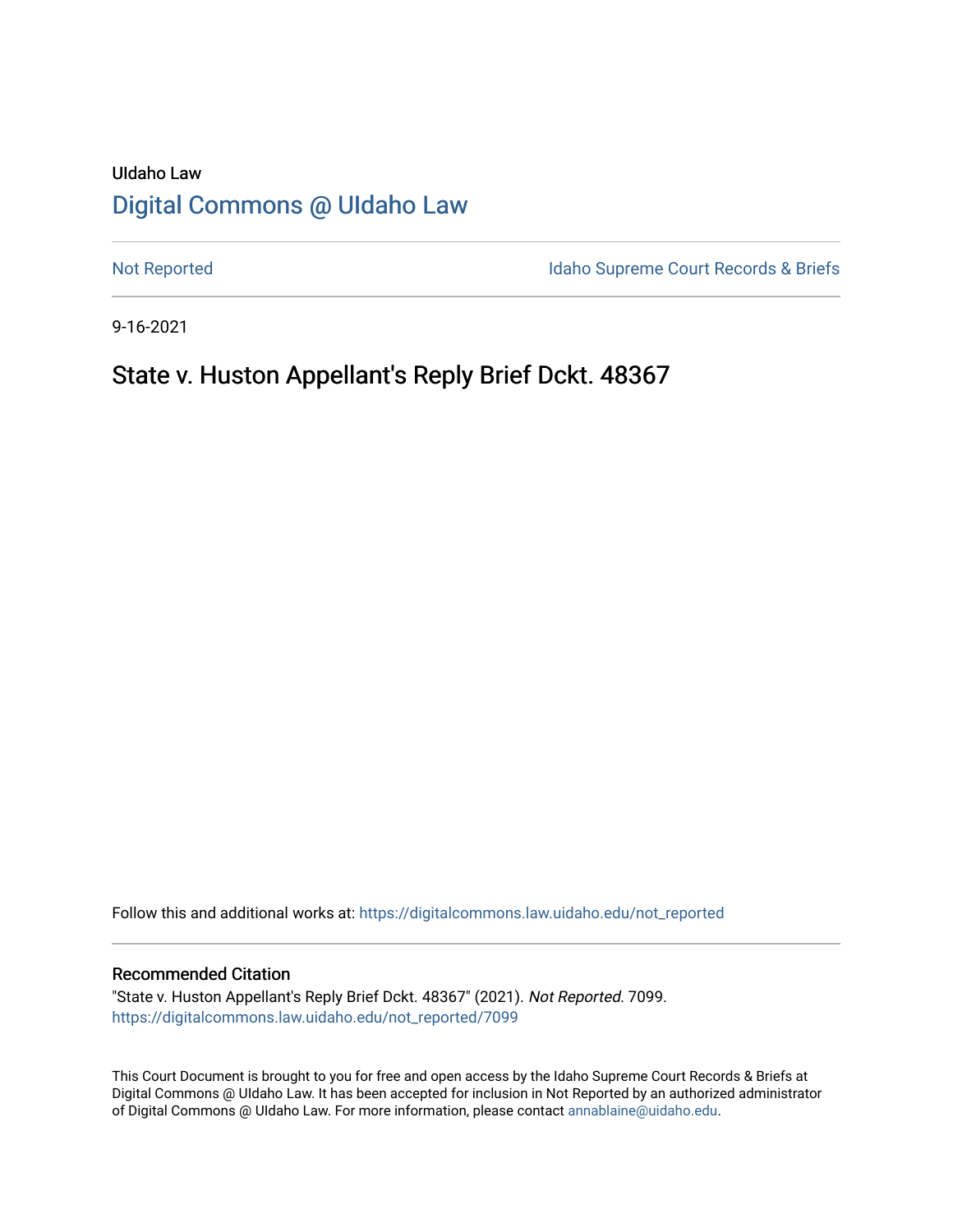UIdaho Law

# Digital Commons @ UIdaho Law

Not Reported

Idaho Supreme Court Records & Briefs

9-16-2021

## State v. Huston Appellant's Reply Brief Dckt. 48367

Follow this and additional works at: https://digitalcommons.law.uidaho.edu/not_reported

### Recommended Citation

"State v. Huston Appellant's Reply Brief Dckt. 48367" (2021). *Not Reported*. 7099.
https://digitalcommons.law.uidaho.edu/not_reported/7099

This Court Document is brought to you for free and open access by the Idaho Supreme Court Records & Briefs at Digital Commons @ UIdaho Law. It has been accepted for inclusion in Not Reported by an authorized administrator of Digital Commons @ UIdaho Law. For more information, please contact annablaine@uidaho.edu.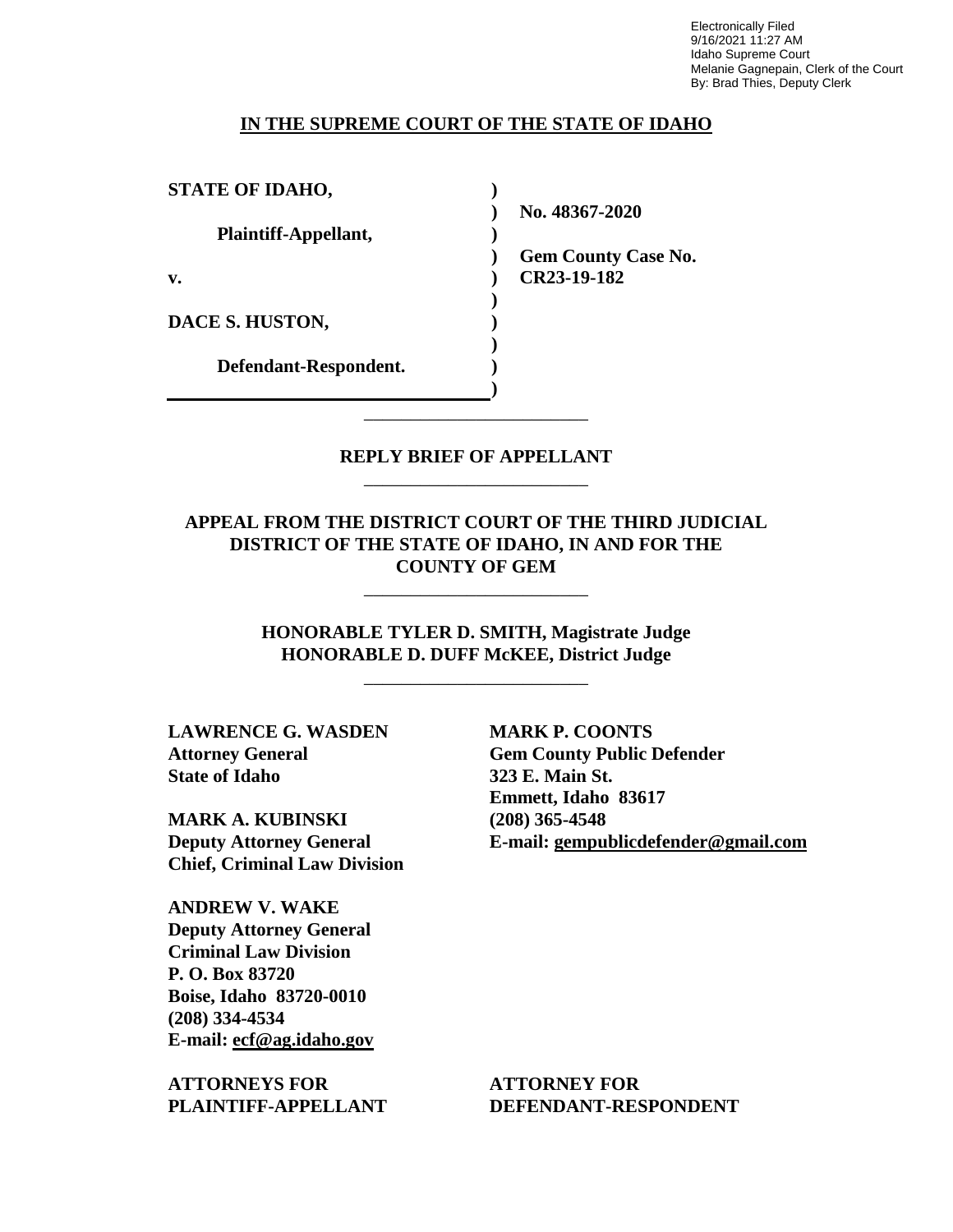Electronically Filed
9/16/2021 11:27 AM
Idaho Supreme Court
Melanie Gagnepain, Clerk of the Court
By: Brad Thies, Deputy Clerk

**IN THE SUPREME COURT OF THE STATE OF IDAHO**

| | | |
|---|---|---|
| **STATE OF IDAHO,** | ) | |
| | ) | **No. 48367-2020** |
| **Plaintiff-Appellant,** | ) | |
| | ) | **Gem County Case No.** |
| **v.** | ) | **CR23-19-182** |
| | ) | |
| **DACE S. HUSTON,** | ) | |
| | ) | |
| **Defendant-Respondent.** | ) | |
| | ) | |

---

**REPLY BRIEF OF APPELLANT**

---

**APPEAL FROM THE DISTRICT COURT OF THE THIRD JUDICIAL DISTRICT OF THE STATE OF IDAHO, IN AND FOR THE COUNTY OF GEM**

---

**HONORABLE TYLER D. SMITH, Magistrate Judge**
**HONORABLE D. DUFF McKEE, District Judge**

---

**LAWRENCE G. WASDEN**
**Attorney General**
**State of Idaho**

**MARK A. KUBINSKI**
**Deputy Attorney General**
**Chief, Criminal Law Division**

**ANDREW V. WAKE**
**Deputy Attorney General**
**Criminal Law Division**
**P. O. Box 83720**
**Boise, Idaho 83720-0010**
**(208) 334-4534**
**E-mail: ecf@ag.idaho.gov**

**ATTORNEYS FOR PLAINTIFF-APPELLANT**

**MARK P. COONTS**
**Gem County Public Defender**
**323 E. Main St.**
**Emmett, Idaho 83617**
**(208) 365-4548**
**E-mail: gempublicdefender@gmail.com**

**ATTORNEY FOR DEFENDANT-RESPONDENT**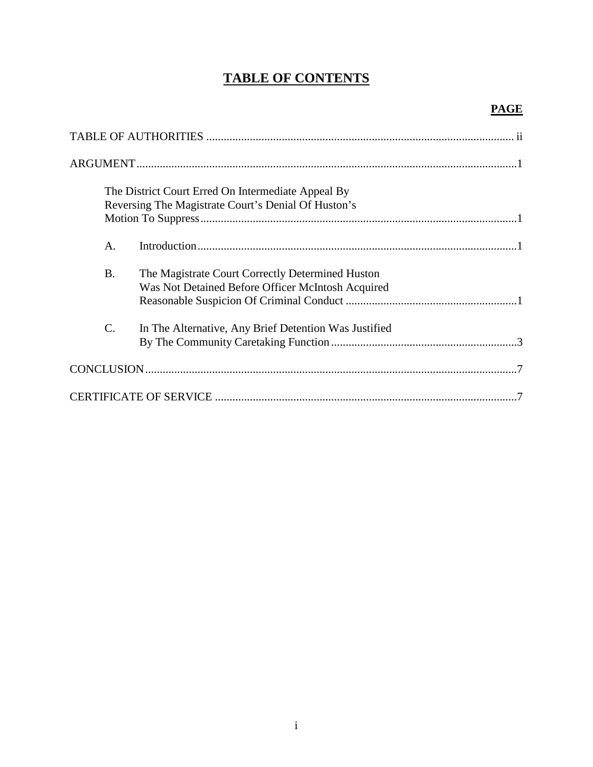# TABLE OF CONTENTS

| | PAGE |
|---|---|
| TABLE OF AUTHORITIES | ii |
| ARGUMENT | 1 |
| The District Court Erred On Intermediate Appeal By Reversing The Magistrate Court's Denial Of Huston's Motion To Suppress | 1 |
| A. Introduction | 1 |
| B. The Magistrate Court Correctly Determined Huston Was Not Detained Before Officer McIntosh Acquired Reasonable Suspicion Of Criminal Conduct | 1 |
| C. In The Alternative, Any Brief Detention Was Justified By The Community Caretaking Function | 3 |
| CONCLUSION | 7 |
| CERTIFICATE OF SERVICE | 7 |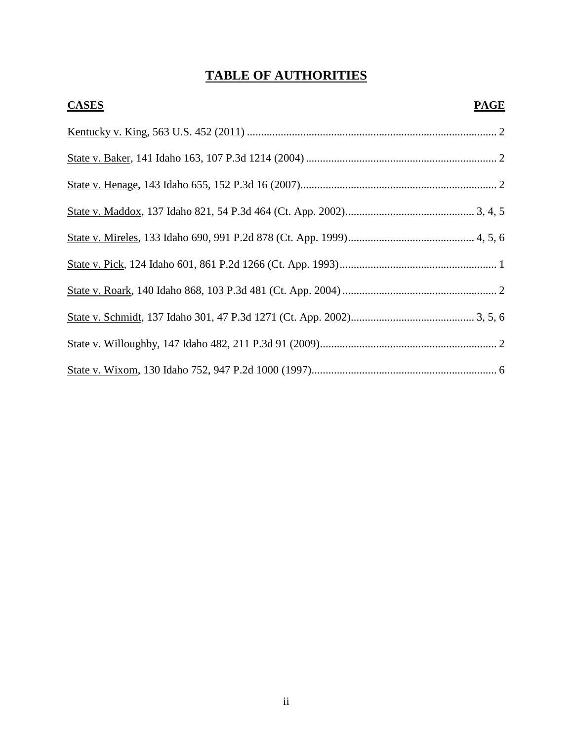# TABLE OF AUTHORITIES

| CASES | PAGE |
|---|---|
| Kentucky v. King, 563 U.S. 452 (2011) | 2 |
| State v. Baker, 141 Idaho 163, 107 P.3d 1214 (2004) | 2 |
| State v. Henage, 143 Idaho 655, 152 P.3d 16 (2007) | 2 |
| State v. Maddox, 137 Idaho 821, 54 P.3d 464 (Ct. App. 2002) | 3, 4, 5 |
| State v. Mireles, 133 Idaho 690, 991 P.2d 878 (Ct. App. 1999) | 4, 5, 6 |
| State v. Pick, 124 Idaho 601, 861 P.2d 1266 (Ct. App. 1993) | 1 |
| State v. Roark, 140 Idaho 868, 103 P.3d 481 (Ct. App. 2004) | 2 |
| State v. Schmidt, 137 Idaho 301, 47 P.3d 1271 (Ct. App. 2002) | 3, 5, 6 |
| State v. Willoughby, 147 Idaho 482, 211 P.3d 91 (2009) | 2 |
| State v. Wixom, 130 Idaho 752, 947 P.2d 1000 (1997) | 6 |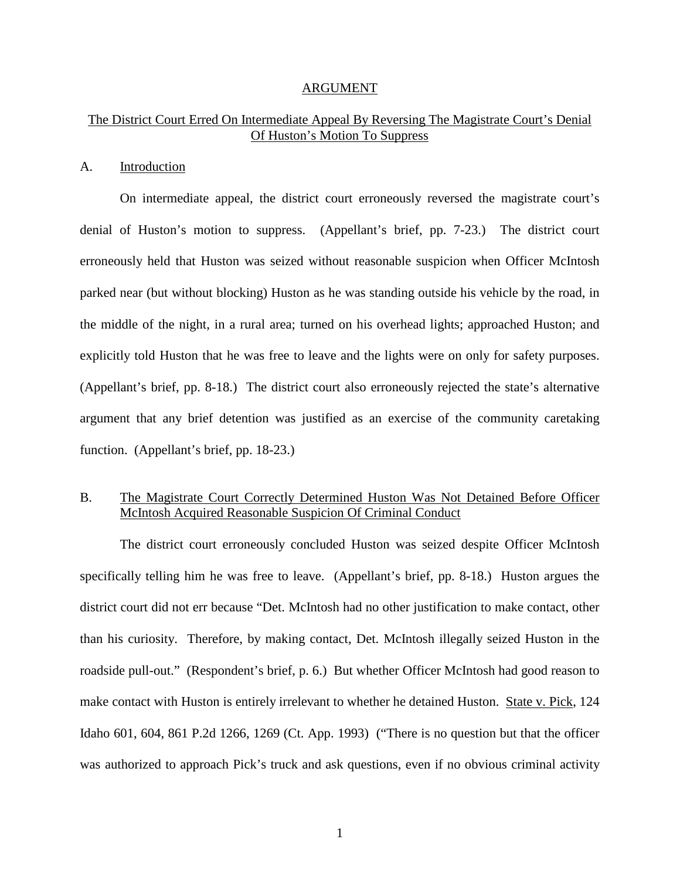# ARGUMENT

## The District Court Erred On Intermediate Appeal By Reversing The Magistrate Court's Denial Of Huston's Motion To Suppress

### A. Introduction

On intermediate appeal, the district court erroneously reversed the magistrate court's denial of Huston's motion to suppress. (Appellant's brief, pp. 7-23.) The district court erroneously held that Huston was seized without reasonable suspicion when Officer McIntosh parked near (but without blocking) Huston as he was standing outside his vehicle by the road, in the middle of the night, in a rural area; turned on his overhead lights; approached Huston; and explicitly told Huston that he was free to leave and the lights were on only for safety purposes. (Appellant's brief, pp. 8-18.) The district court also erroneously rejected the state's alternative argument that any brief detention was justified as an exercise of the community caretaking function. (Appellant's brief, pp. 18-23.)

### B. The Magistrate Court Correctly Determined Huston Was Not Detained Before Officer McIntosh Acquired Reasonable Suspicion Of Criminal Conduct

The district court erroneously concluded Huston was seized despite Officer McIntosh specifically telling him he was free to leave. (Appellant's brief, pp. 8-18.) Huston argues the district court did not err because "Det. McIntosh had no other justification to make contact, other than his curiosity. Therefore, by making contact, Det. McIntosh illegally seized Huston in the roadside pull-out." (Respondent's brief, p. 6.) But whether Officer McIntosh had good reason to make contact with Huston is entirely irrelevant to whether he detained Huston. State v. Pick, 124 Idaho 601, 604, 861 P.2d 1266, 1269 (Ct. App. 1993) ("There is no question but that the officer was authorized to approach Pick's truck and ask questions, even if no obvious criminal activity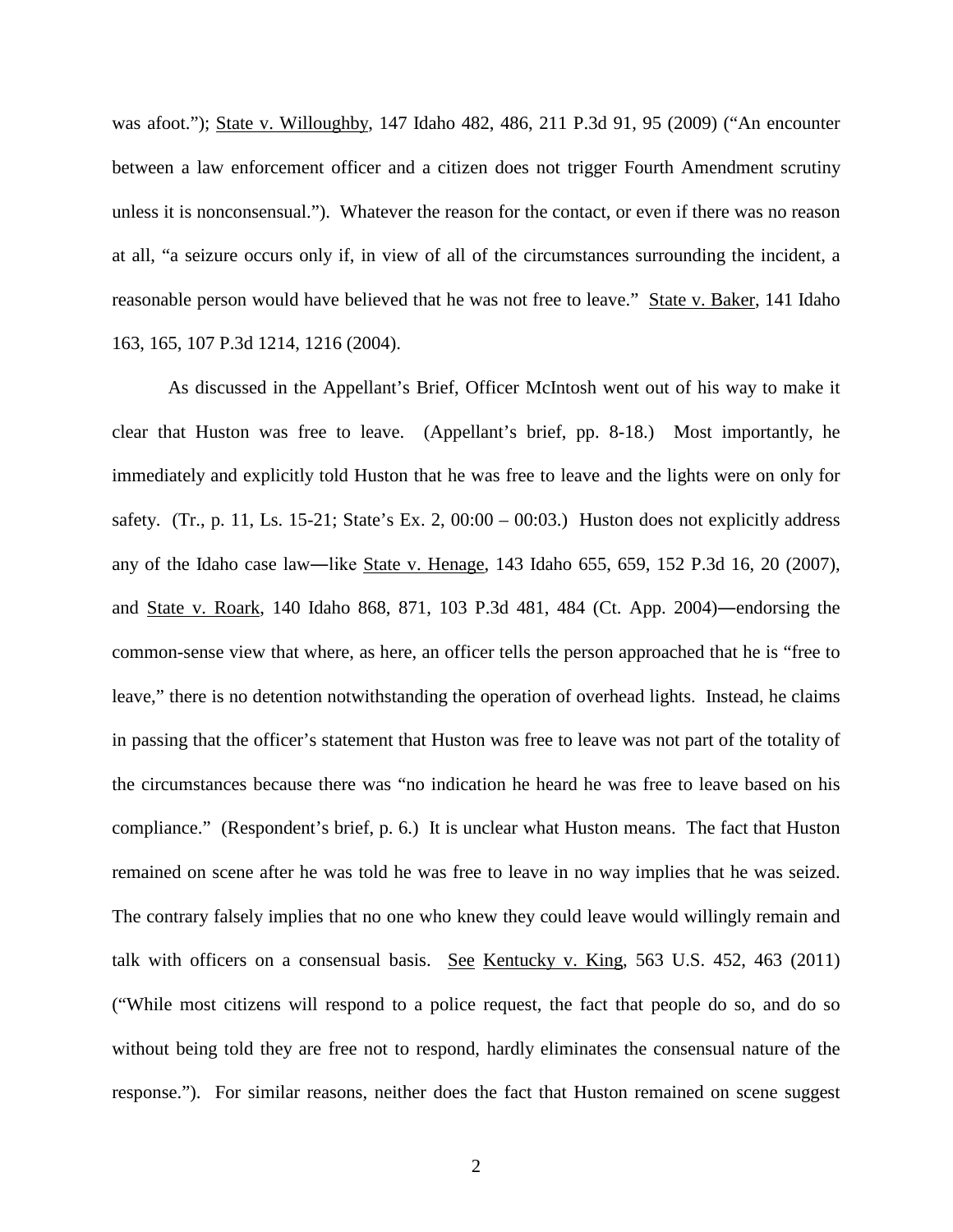was afoot."); State v. Willoughby, 147 Idaho 482, 486, 211 P.3d 91, 95 (2009) ("An encounter between a law enforcement officer and a citizen does not trigger Fourth Amendment scrutiny unless it is nonconsensual."). Whatever the reason for the contact, or even if there was no reason at all, "a seizure occurs only if, in view of all of the circumstances surrounding the incident, a reasonable person would have believed that he was not free to leave." State v. Baker, 141 Idaho 163, 165, 107 P.3d 1214, 1216 (2004).

As discussed in the Appellant's Brief, Officer McIntosh went out of his way to make it clear that Huston was free to leave. (Appellant's brief, pp. 8-18.) Most importantly, he immediately and explicitly told Huston that he was free to leave and the lights were on only for safety. (Tr., p. 11, Ls. 15-21; State's Ex. 2, 00:00 – 00:03.) Huston does not explicitly address any of the Idaho case law―like State v. Henage, 143 Idaho 655, 659, 152 P.3d 16, 20 (2007), and State v. Roark, 140 Idaho 868, 871, 103 P.3d 481, 484 (Ct. App. 2004)―endorsing the common-sense view that where, as here, an officer tells the person approached that he is "free to leave," there is no detention notwithstanding the operation of overhead lights. Instead, he claims in passing that the officer's statement that Huston was free to leave was not part of the totality of the circumstances because there was "no indication he heard he was free to leave based on his compliance." (Respondent's brief, p. 6.) It is unclear what Huston means. The fact that Huston remained on scene after he was told he was free to leave in no way implies that he was seized. The contrary falsely implies that no one who knew they could leave would willingly remain and talk with officers on a consensual basis. See Kentucky v. King, 563 U.S. 452, 463 (2011) ("While most citizens will respond to a police request, the fact that people do so, and do so without being told they are free not to respond, hardly eliminates the consensual nature of the response."). For similar reasons, neither does the fact that Huston remained on scene suggest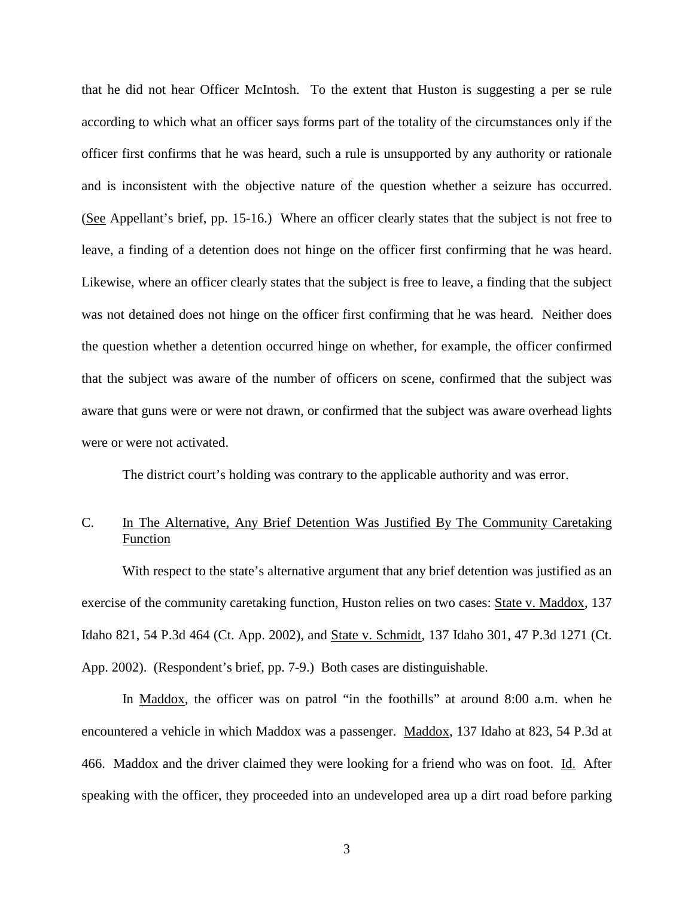that he did not hear Officer McIntosh. To the extent that Huston is suggesting a per se rule according to which what an officer says forms part of the totality of the circumstances only if the officer first confirms that he was heard, such a rule is unsupported by any authority or rationale and is inconsistent with the objective nature of the question whether a seizure has occurred. (See Appellant's brief, pp. 15-16.) Where an officer clearly states that the subject is not free to leave, a finding of a detention does not hinge on the officer first confirming that he was heard. Likewise, where an officer clearly states that the subject is free to leave, a finding that the subject was not detained does not hinge on the officer first confirming that he was heard. Neither does the question whether a detention occurred hinge on whether, for example, the officer confirmed that the subject was aware of the number of officers on scene, confirmed that the subject was aware that guns were or were not drawn, or confirmed that the subject was aware overhead lights were or were not activated.

The district court's holding was contrary to the applicable authority and was error.

## C. In The Alternative, Any Brief Detention Was Justified By The Community Caretaking Function

With respect to the state's alternative argument that any brief detention was justified as an exercise of the community caretaking function, Huston relies on two cases: State v. Maddox, 137 Idaho 821, 54 P.3d 464 (Ct. App. 2002), and State v. Schmidt, 137 Idaho 301, 47 P.3d 1271 (Ct. App. 2002). (Respondent's brief, pp. 7-9.) Both cases are distinguishable.

In Maddox, the officer was on patrol "in the foothills" at around 8:00 a.m. when he encountered a vehicle in which Maddox was a passenger. Maddox, 137 Idaho at 823, 54 P.3d at 466. Maddox and the driver claimed they were looking for a friend who was on foot. Id. After speaking with the officer, they proceeded into an undeveloped area up a dirt road before parking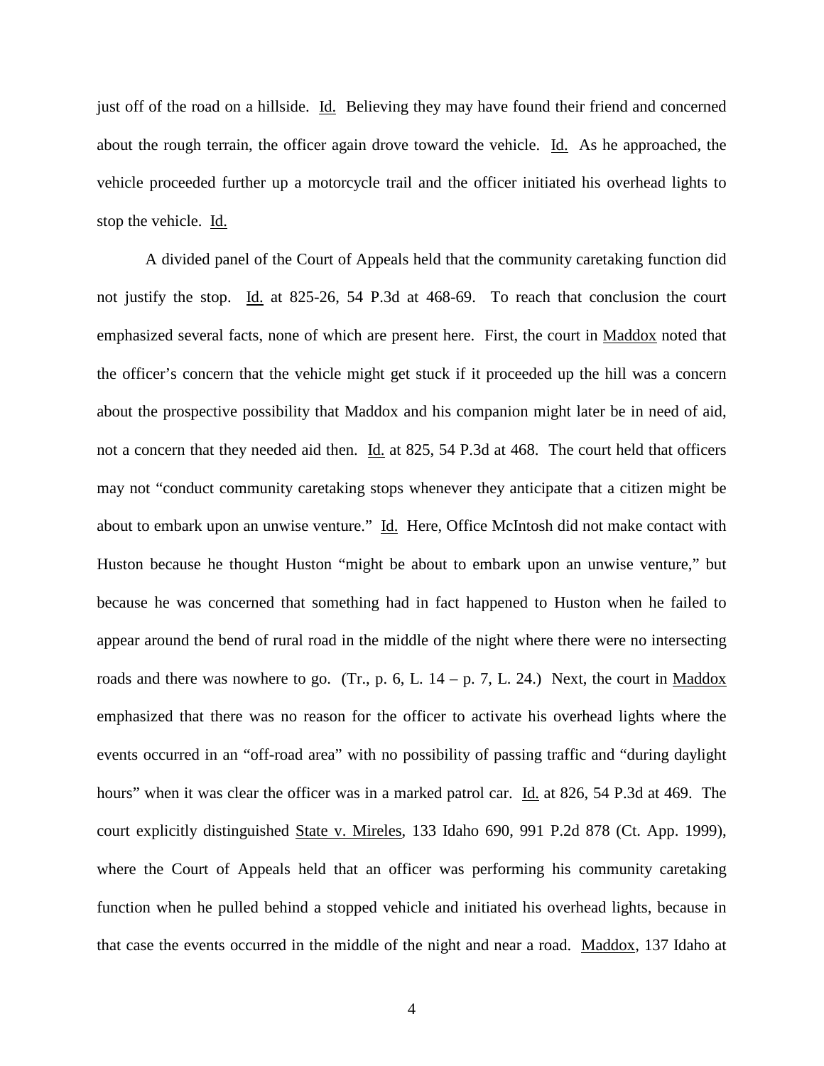just off of the road on a hillside. Id. Believing they may have found their friend and concerned about the rough terrain, the officer again drove toward the vehicle. Id. As he approached, the vehicle proceeded further up a motorcycle trail and the officer initiated his overhead lights to stop the vehicle. Id.

A divided panel of the Court of Appeals held that the community caretaking function did not justify the stop. Id. at 825-26, 54 P.3d at 468-69. To reach that conclusion the court emphasized several facts, none of which are present here. First, the court in Maddox noted that the officer's concern that the vehicle might get stuck if it proceeded up the hill was a concern about the prospective possibility that Maddox and his companion might later be in need of aid, not a concern that they needed aid then. Id. at 825, 54 P.3d at 468. The court held that officers may not "conduct community caretaking stops whenever they anticipate that a citizen might be about to embark upon an unwise venture." Id. Here, Office McIntosh did not make contact with Huston because he thought Huston "might be about to embark upon an unwise venture," but because he was concerned that something had in fact happened to Huston when he failed to appear around the bend of rural road in the middle of the night where there were no intersecting roads and there was nowhere to go. (Tr., p. 6, L. 14 – p. 7, L. 24.) Next, the court in Maddox emphasized that there was no reason for the officer to activate his overhead lights where the events occurred in an "off-road area" with no possibility of passing traffic and "during daylight hours" when it was clear the officer was in a marked patrol car. Id. at 826, 54 P.3d at 469. The court explicitly distinguished State v. Mireles, 133 Idaho 690, 991 P.2d 878 (Ct. App. 1999), where the Court of Appeals held that an officer was performing his community caretaking function when he pulled behind a stopped vehicle and initiated his overhead lights, because in that case the events occurred in the middle of the night and near a road. Maddox, 137 Idaho at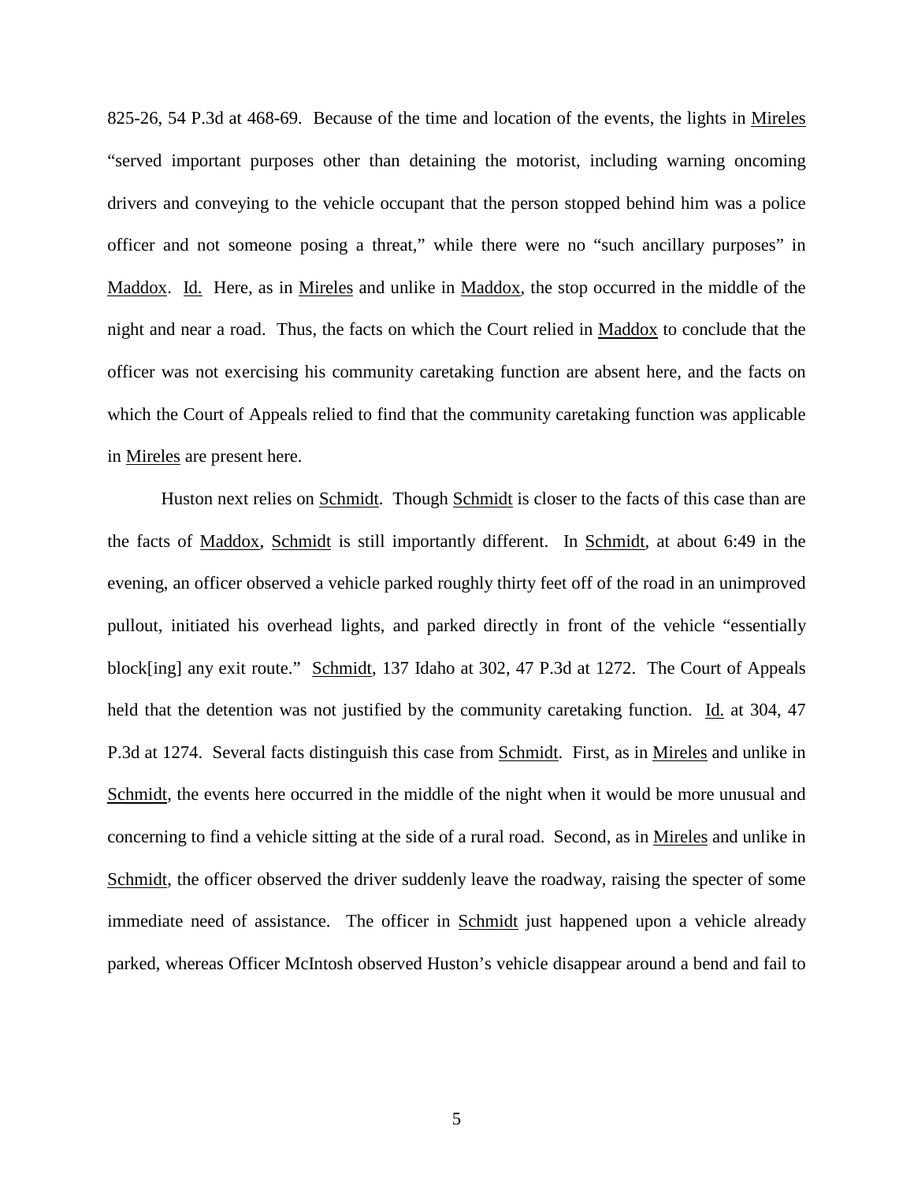825-26, 54 P.3d at 468-69. Because of the time and location of the events, the lights in Mireles "served important purposes other than detaining the motorist, including warning oncoming drivers and conveying to the vehicle occupant that the person stopped behind him was a police officer and not someone posing a threat," while there were no "such ancillary purposes" in Maddox. Id. Here, as in Mireles and unlike in Maddox, the stop occurred in the middle of the night and near a road. Thus, the facts on which the Court relied in Maddox to conclude that the officer was not exercising his community caretaking function are absent here, and the facts on which the Court of Appeals relied to find that the community caretaking function was applicable in Mireles are present here.

Huston next relies on Schmidt. Though Schmidt is closer to the facts of this case than are the facts of Maddox, Schmidt is still importantly different. In Schmidt, at about 6:49 in the evening, an officer observed a vehicle parked roughly thirty feet off of the road in an unimproved pullout, initiated his overhead lights, and parked directly in front of the vehicle "essentially block[ing] any exit route." Schmidt, 137 Idaho at 302, 47 P.3d at 1272. The Court of Appeals held that the detention was not justified by the community caretaking function. Id. at 304, 47 P.3d at 1274. Several facts distinguish this case from Schmidt. First, as in Mireles and unlike in Schmidt, the events here occurred in the middle of the night when it would be more unusual and concerning to find a vehicle sitting at the side of a rural road. Second, as in Mireles and unlike in Schmidt, the officer observed the driver suddenly leave the roadway, raising the specter of some immediate need of assistance. The officer in Schmidt just happened upon a vehicle already parked, whereas Officer McIntosh observed Huston's vehicle disappear around a bend and fail to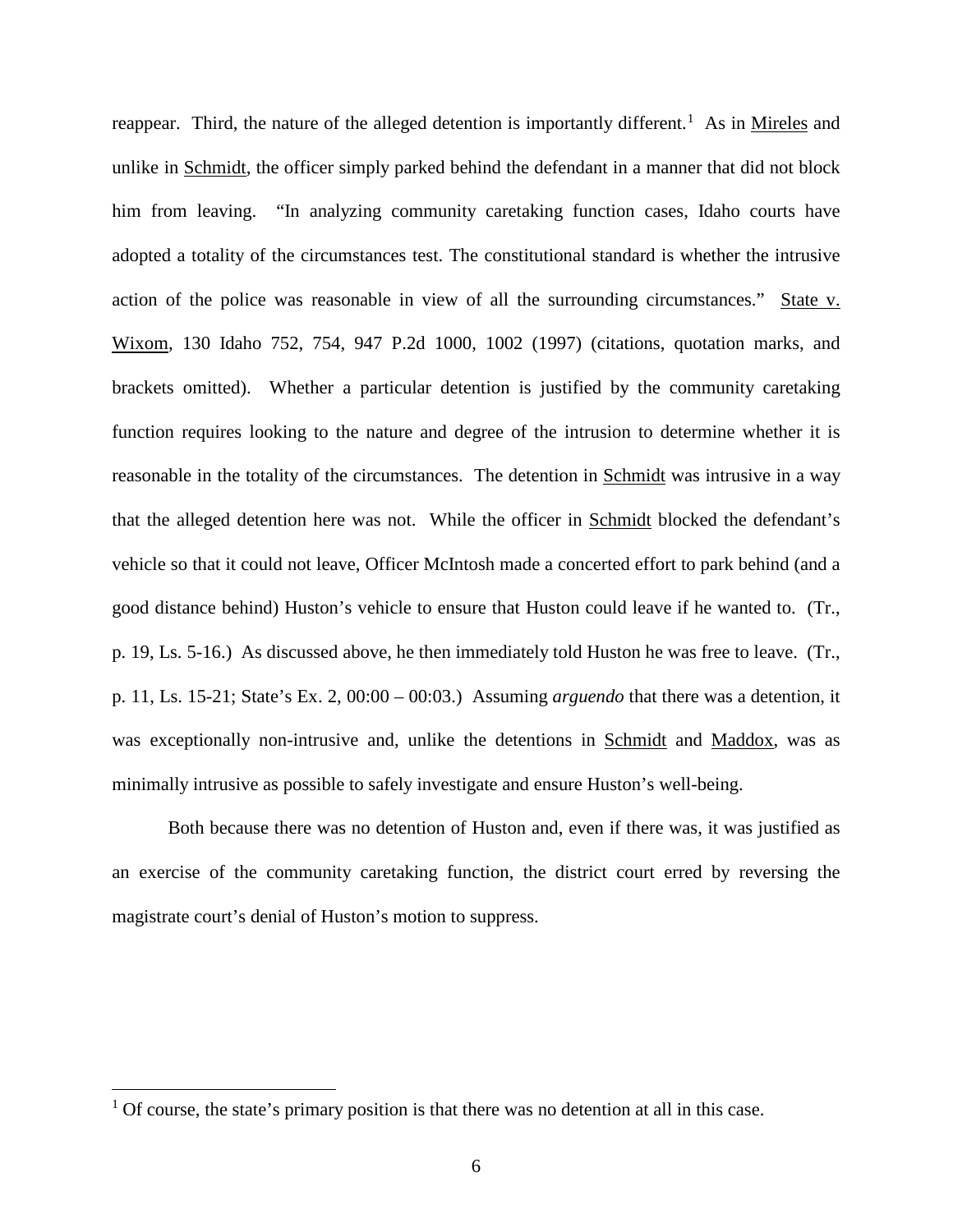reappear. Third, the nature of the alleged detention is importantly different.[1] As in Mireles and unlike in Schmidt, the officer simply parked behind the defendant in a manner that did not block him from leaving. "In analyzing community caretaking function cases, Idaho courts have adopted a totality of the circumstances test. The constitutional standard is whether the intrusive action of the police was reasonable in view of all the surrounding circumstances." State v. Wixom, 130 Idaho 752, 754, 947 P.2d 1000, 1002 (1997) (citations, quotation marks, and brackets omitted). Whether a particular detention is justified by the community caretaking function requires looking to the nature and degree of the intrusion to determine whether it is reasonable in the totality of the circumstances. The detention in Schmidt was intrusive in a way that the alleged detention here was not. While the officer in Schmidt blocked the defendant's vehicle so that it could not leave, Officer McIntosh made a concerted effort to park behind (and a good distance behind) Huston's vehicle to ensure that Huston could leave if he wanted to. (Tr., p. 19, Ls. 5-16.) As discussed above, he then immediately told Huston he was free to leave. (Tr., p. 11, Ls. 15-21; State's Ex. 2, 00:00 – 00:03.) Assuming *arguendo* that there was a detention, it was exceptionally non-intrusive and, unlike the detentions in Schmidt and Maddox, was as minimally intrusive as possible to safely investigate and ensure Huston's well-being.

Both because there was no detention of Huston and, even if there was, it was justified as an exercise of the community caretaking function, the district court erred by reversing the magistrate court's denial of Huston's motion to suppress.

---

[1] Of course, the state's primary position is that there was no detention at all in this case.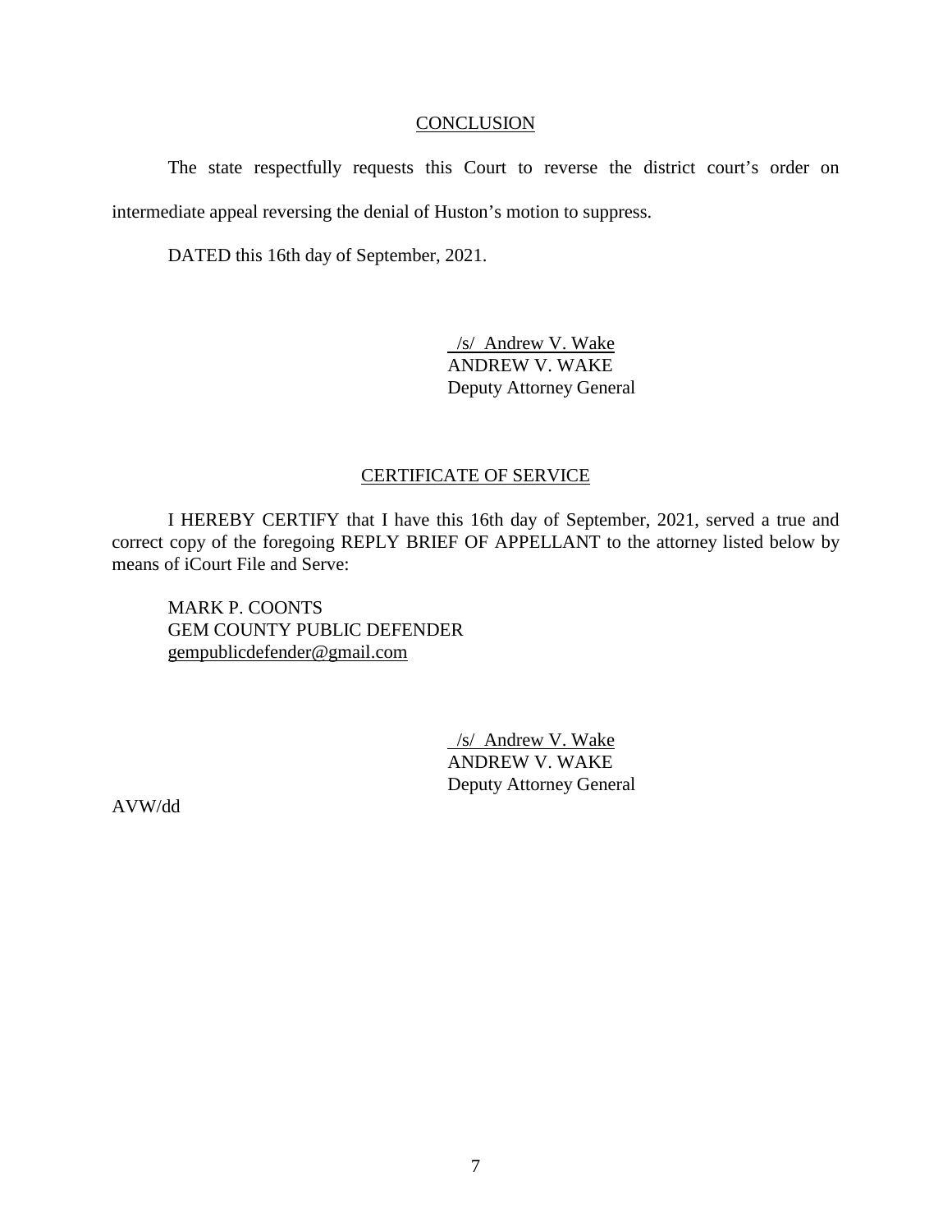## CONCLUSION

The state respectfully requests this Court to reverse the district court's order on intermediate appeal reversing the denial of Huston's motion to suppress.

DATED this 16th day of September, 2021.

/s/ Andrew V. Wake
ANDREW V. WAKE
Deputy Attorney General

## CERTIFICATE OF SERVICE

I HEREBY CERTIFY that I have this 16th day of September, 2021, served a true and correct copy of the foregoing REPLY BRIEF OF APPELLANT to the attorney listed below by means of iCourt File and Serve:

MARK P. COONTS
GEM COUNTY PUBLIC DEFENDER
gempublicdefender@gmail.com

/s/ Andrew V. Wake
ANDREW V. WAKE
Deputy Attorney General

AVW/dd